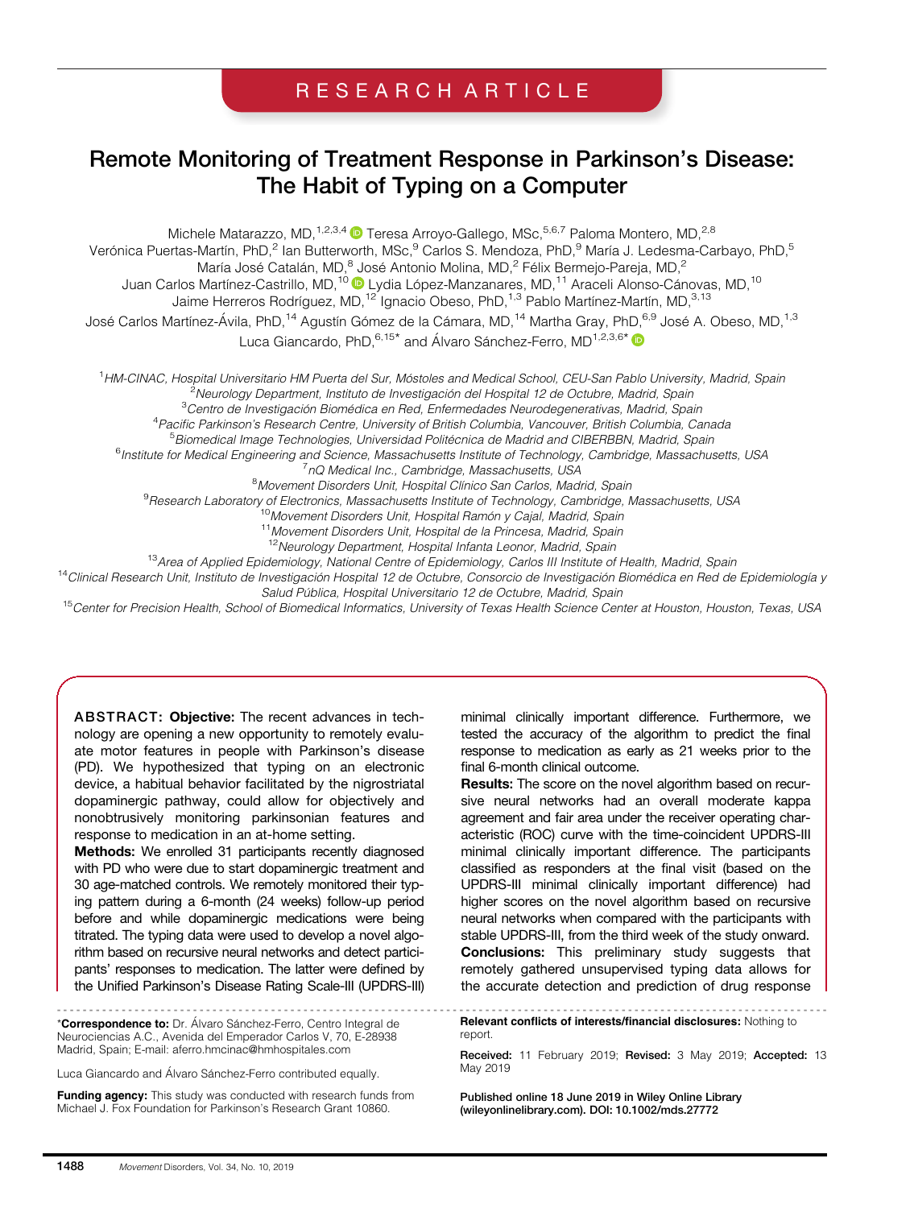RESEARCH ARTICLE

# Remote Monitoring of Treatment Response in Parkinson's Disease: The Habit of Typing on a Computer

Michele Matarazzo, MD,[1,2,3,4] Teresa Arroyo-Gallego, MSc,[5,6,7] Paloma Montero, MD,[2,8] Verónica Puertas-Martín, PhD,[2] Ian Butterworth, MSc,[9] Carlos S. Mendoza, PhD,[9] María J. Ledesma-Carbayo, PhD,[5] María José Catalán, MD,[8] José Antonio Molina, MD,[2] Félix Bermejo-Pareja, MD,[2] Juan Carlos Martínez-Castrillo, MD,[10] Lydia López-Manzanares, MD,[11] Araceli Alonso-Cánovas, MD,[10] Jaime Herreros Rodríguez, MD,[12] Ignacio Obeso, PhD,[1,3] Pablo Martínez-Martín, MD,[3,13] José Carlos Martínez-Ávila, PhD,[14] Agustín Gómez de la Cámara, MD,[14] Martha Gray, PhD,[6,9] José A. Obeso, MD,[1,3] Luca Giancardo, PhD,[6,15]* and Álvaro Sánchez-Ferro, MD[1,2,3,6]*

[1] *HM-CINAC, Hospital Universitario HM Puerta del Sur, Móstoles and Medical School, CEU-San Pablo University, Madrid, Spain*
[2] *Neurology Department, Instituto de Investigación del Hospital 12 de Octubre, Madrid, Spain*
[3] *Centro de Investigación Biomédica en Red, Enfermedades Neurodegenerativas, Madrid, Spain*
[4] *Pacific Parkinson's Research Centre, University of British Columbia, Vancouver, British Columbia, Canada*
[5] *Biomedical Image Technologies, Universidad Politécnica de Madrid and CIBERBBN, Madrid, Spain*
[6] *Institute for Medical Engineering and Science, Massachusetts Institute of Technology, Cambridge, Massachusetts, USA*
[7] *nQ Medical Inc., Cambridge, Massachusetts, USA*
[8] *Movement Disorders Unit, Hospital Clínico San Carlos, Madrid, Spain*
[9] *Research Laboratory of Electronics, Massachusetts Institute of Technology, Cambridge, Massachusetts, USA*
[10] *Movement Disorders Unit, Hospital Ramón y Cajal, Madrid, Spain*
[11] *Movement Disorders Unit, Hospital de la Princesa, Madrid, Spain*
[12] *Neurology Department, Hospital Infanta Leonor, Madrid, Spain*
[13] *Area of Applied Epidemiology, National Centre of Epidemiology, Carlos III Institute of Health, Madrid, Spain*
[14] *Clinical Research Unit, Instituto de Investigación Hospital 12 de Octubre, Consorcio de Investigación Biomédica en Red de Epidemiología y Salud Pública, Hospital Universitario 12 de Octubre, Madrid, Spain*
[15] *Center for Precision Health, School of Biomedical Informatics, University of Texas Health Science Center at Houston, Houston, Texas, USA*

**ABSTRACT: Objective:** The recent advances in technology are opening a new opportunity to remotely evaluate motor features in people with Parkinson's disease (PD). We hypothesized that typing on an electronic device, a habitual behavior facilitated by the nigrostriatal dopaminergic pathway, could allow for objectively and nonobtrusively monitoring parkinsonian features and response to medication in an at-home setting.
**Methods:** We enrolled 31 participants recently diagnosed with PD who were due to start dopaminergic treatment and 30 age-matched controls. We remotely monitored their typing pattern during a 6-month (24 weeks) follow-up period before and while dopaminergic medications were being titrated. The typing data were used to develop a novel algorithm based on recursive neural networks and detect participants' responses to medication. The latter were defined by the Unified Parkinson's Disease Rating Scale-III (UPDRS-III) minimal clinically important difference. Furthermore, we tested the accuracy of the algorithm to predict the final response to medication as early as 21 weeks prior to the final 6-month clinical outcome.
**Results:** The score on the novel algorithm based on recursive neural networks had an overall moderate kappa agreement and fair area under the receiver operating characteristic (ROC) curve with the time-coincident UPDRS-III minimal clinically important difference. The participants classified as responders at the final visit (based on the UPDRS-III minimal clinically important difference) had higher scores on the novel algorithm based on recursive neural networks when compared with the participants with stable UPDRS-III, from the third week of the study onward.
**Conclusions:** This preliminary study suggests that remotely gathered unsupervised typing data allows for the accurate detection and prediction of drug response

---

*__Correspondence to:__ Dr. Álvaro Sánchez-Ferro, Centro Integral de Neurociencias A.C., Avenida del Emperador Carlos V, 70, E-28938 Madrid, Spain; E-mail: aferro.hmcinac@hmhospitales.com

Luca Giancardo and Álvaro Sánchez-Ferro contributed equally.

**Funding agency:** This study was conducted with research funds from Michael J. Fox Foundation for Parkinson's Research Grant 10860.

**Relevant conflicts of interests/financial disclosures:** Nothing to report.

**Received:** 11 February 2019; **Revised:** 3 May 2019; **Accepted:** 13 May 2019

Published online 18 June 2019 in Wiley Online Library (wileyonlinelibrary.com). DOI: 10.1002/mds.27772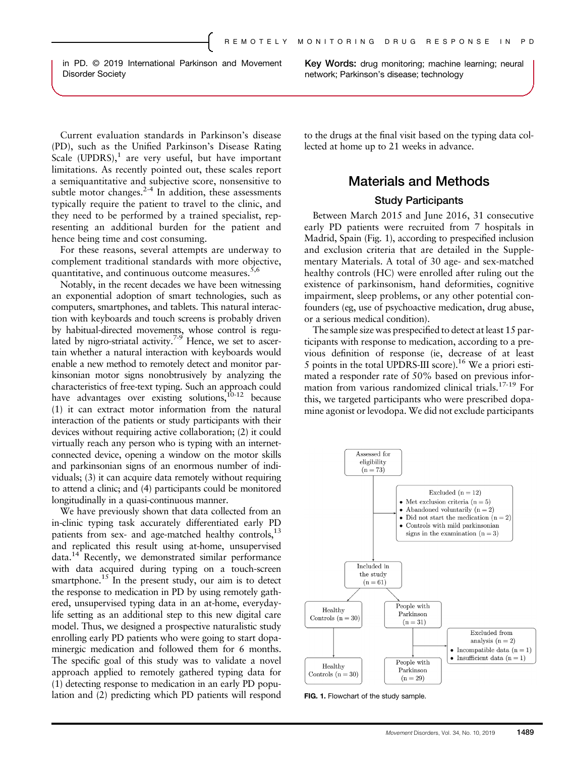in PD. © 2019 International Parkinson and Movement Disorder Society

**Key Words:** drug monitoring; machine learning; neural network; Parkinson's disease; technology

Current evaluation standards in Parkinson's disease (PD), such as the Unified Parkinson's Disease Rating Scale (UPDRS),[1] are very useful, but have important limitations. As recently pointed out, these scales report a semiquantitative and subjective score, nonsensitive to subtle motor changes.[2-4] In addition, these assessments typically require the patient to travel to the clinic, and they need to be performed by a trained specialist, representing an additional burden for the patient and hence being time and cost consuming.

For these reasons, several attempts are underway to complement traditional standards with more objective, quantitative, and continuous outcome measures.[5,6]

Notably, in the recent decades we have been witnessing an exponential adoption of smart technologies, such as computers, smartphones, and tablets. This natural interaction with keyboards and touch screens is probably driven by habitual-directed movements, whose control is regulated by nigro-striatal activity.[7-9] Hence, we set to ascertain whether a natural interaction with keyboards would enable a new method to remotely detect and monitor parkinsonian motor signs nonobtrusively by analyzing the characteristics of free-text typing. Such an approach could have advantages over existing solutions,[10-12] because (1) it can extract motor information from the natural interaction of the patients or study participants with their devices without requiring active collaboration; (2) it could virtually reach any person who is typing with an internet-connected device, opening a window on the motor skills and parkinsonian signs of an enormous number of individuals; (3) it can acquire data remotely without requiring to attend a clinic; and (4) participants could be monitored longitudinally in a quasi-continuous manner.

We have previously shown that data collected from an in-clinic typing task accurately differentiated early PD patients from sex- and age-matched healthy controls,[13] and replicated this result using at-home, unsupervised data.[14] Recently, we demonstrated similar performance with data acquired during typing on a touch-screen smartphone.[15] In the present study, our aim is to detect the response to medication in PD by using remotely gathered, unsupervised typing data in an at-home, everyday-life setting as an additional step to this new digital care model. Thus, we designed a prospective naturalistic study enrolling early PD patients who were going to start dopaminergic medication and followed them for 6 months. The specific goal of this study was to validate a novel approach applied to remotely gathered typing data for (1) detecting response to medication in an early PD population and (2) predicting which PD patients will respond to the drugs at the final visit based on the typing data collected at home up to 21 weeks in advance.

## Materials and Methods

### Study Participants

Between March 2015 and June 2016, 31 consecutive early PD patients were recruited from 7 hospitals in Madrid, Spain (Fig. 1), according to prespecified inclusion and exclusion criteria that are detailed in the Supplementary Materials. A total of 30 age- and sex-matched healthy controls (HC) were enrolled after ruling out the existence of parkinsonism, hand deformities, cognitive impairment, sleep problems, or any other potential confounders (eg, use of psychoactive medication, drug abuse, or a serious medical condition).

The sample size was prespecified to detect at least 15 participants with response to medication, according to a previous definition of response (ie, decrease of at least 5 points in the total UPDRS-III score).[16] We a priori estimated a responder rate of 50% based on previous information from various randomized clinical trials.[17-19] For this, we targeted participants who were prescribed dopamine agonist or levodopa. We did not exclude participants

**FIG. 1.** Flowchart of the study sample.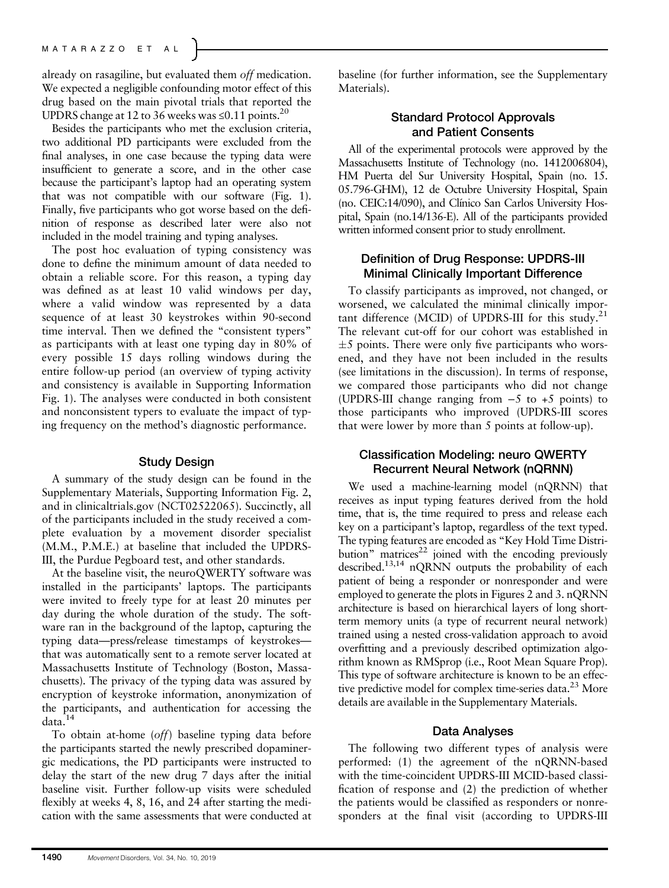already on rasagiline, but evaluated them *off* medication. We expected a negligible confounding motor effect of this drug based on the main pivotal trials that reported the UPDRS change at 12 to 36 weeks was ≤0.11 points.[20]

Besides the participants who met the exclusion criteria, two additional PD participants were excluded from the final analyses, in one case because the typing data were insufficient to generate a score, and in the other case because the participant's laptop had an operating system that was not compatible with our software (Fig. 1). Finally, five participants who got worse based on the definition of response as described later were also not included in the model training and typing analyses.

The post hoc evaluation of typing consistency was done to define the minimum amount of data needed to obtain a reliable score. For this reason, a typing day was defined as at least 10 valid windows per day, where a valid window was represented by a data sequence of at least 30 keystrokes within 90-second time interval. Then we defined the "consistent typers" as participants with at least one typing day in 80% of every possible 15 days rolling windows during the entire follow-up period (an overview of typing activity and consistency is available in Supporting Information Fig. 1). The analyses were conducted in both consistent and nonconsistent typers to evaluate the impact of typing frequency on the method's diagnostic performance.

## Study Design

A summary of the study design can be found in the Supplementary Materials, Supporting Information Fig. 2, and in clinicaltrials.gov (NCT02522065). Succinctly, all of the participants included in the study received a complete evaluation by a movement disorder specialist (M.M., P.M.E.) at baseline that included the UPDRS-III, the Purdue Pegboard test, and other standards.

At the baseline visit, the neuroQWERTY software was installed in the participants' laptops. The participants were invited to freely type for at least 20 minutes per day during the whole duration of the study. The software ran in the background of the laptop, capturing the typing data—press/release timestamps of keystrokes—that was automatically sent to a remote server located at Massachusetts Institute of Technology (Boston, Massachusetts). The privacy of the typing data was assured by encryption of keystroke information, anonymization of the participants, and authentication for accessing the data.[14]

To obtain at-home (*off*) baseline typing data before the participants started the newly prescribed dopaminergic medications, the PD participants were instructed to delay the start of the new drug 7 days after the initial baseline visit. Further follow-up visits were scheduled flexibly at weeks 4, 8, 16, and 24 after starting the medication with the same assessments that were conducted at baseline (for further information, see the Supplementary Materials).

## Standard Protocol Approvals and Patient Consents

All of the experimental protocols were approved by the Massachusetts Institute of Technology (no. 1412006804), HM Puerta del Sur University Hospital, Spain (no. 15. 05.796-GHM), 12 de Octubre University Hospital, Spain (no. CEIC:14/090), and Clínico San Carlos University Hospital, Spain (no.14/136-E). All of the participants provided written informed consent prior to study enrollment.

## Definition of Drug Response: UPDRS-III Minimal Clinically Important Difference

To classify participants as improved, not changed, or worsened, we calculated the minimal clinically important difference (MCID) of UPDRS-III for this study.[21] The relevant cut-off for our cohort was established in ±5 points. There were only five participants who worsened, and they have not been included in the results (see limitations in the discussion). In terms of response, we compared those participants who did not change (UPDRS-III change ranging from −5 to +5 points) to those participants who improved (UPDRS-III scores that were lower by more than 5 points at follow-up).

## Classification Modeling: neuro QWERTY Recurrent Neural Network (nQRNN)

We used a machine-learning model (nQRNN) that receives as input typing features derived from the hold time, that is, the time required to press and release each key on a participant's laptop, regardless of the text typed. The typing features are encoded as "Key Hold Time Distribution" matrices[22] joined with the encoding previously described.[13,14] nQRNN outputs the probability of each patient of being a responder or nonresponder and were employed to generate the plots in Figures 2 and 3. nQRNN architecture is based on hierarchical layers of long short-term memory units (a type of recurrent neural network) trained using a nested cross-validation approach to avoid overfitting and a previously described optimization algorithm known as RMSprop (i.e., Root Mean Square Prop). This type of software architecture is known to be an effective predictive model for complex time-series data.[23] More details are available in the Supplementary Materials.

## Data Analyses

The following two different types of analysis were performed: (1) the agreement of the nQRNN-based with the time-coincident UPDRS-III MCID-based classification of response and (2) the prediction of whether the patients would be classified as responders or nonresponders at the final visit (according to UPDRS-III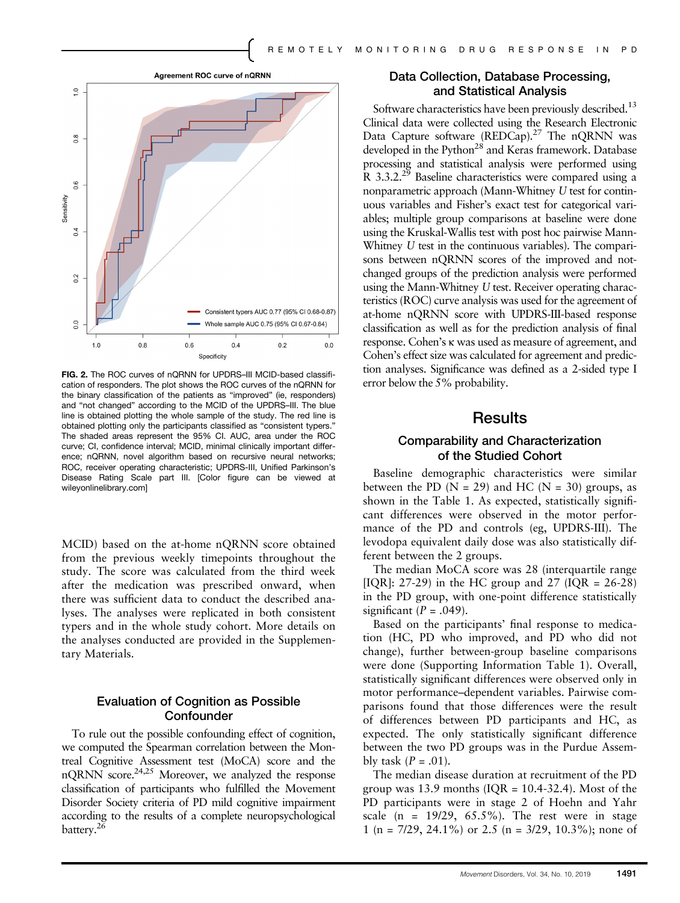FIG. 2. The ROC curves of nQRNN for UPDRS–III MCID-based classification of responders. The plot shows the ROC curves of the nQRNN for the binary classification of the patients as "improved" (ie, responders) and "not changed" according to the MCID of the UPDRS–III. The blue line is obtained plotting the whole sample of the study. The red line is obtained plotting only the participants classified as "consistent typers." The shaded areas represent the 95% CI. AUC, area under the ROC curve; CI, confidence interval; MCID, minimal clinically important difference; nQRNN, novel algorithm based on recursive neural networks; ROC, receiver operating characteristic; UPDRS-III, Unified Parkinson's Disease Rating Scale part III. [Color figure can be viewed at wileyonlinelibrary.com]

MCID) based on the at-home nQRNN score obtained from the previous weekly timepoints throughout the study. The score was calculated from the third week after the medication was prescribed onward, when there was sufficient data to conduct the described analyses. The analyses were replicated in both consistent typers and in the whole study cohort. More details on the analyses conducted are provided in the Supplementary Materials.

### Evaluation of Cognition as Possible Confounder

To rule out the possible confounding effect of cognition, we computed the Spearman correlation between the Montreal Cognitive Assessment test (MoCA) score and the nQRNN score.[24,25] Moreover, we analyzed the response classification of participants who fulfilled the Movement Disorder Society criteria of PD mild cognitive impairment according to the results of a complete neuropsychological battery.[26]

### Data Collection, Database Processing, and Statistical Analysis

Software characteristics have been previously described.[13] Clinical data were collected using the Research Electronic Data Capture software (REDCap).[27] The nQRNN was developed in the Python[28] and Keras framework. Database processing and statistical analysis were performed using R 3.3.2.[29] Baseline characteristics were compared using a nonparametric approach (Mann-Whitney *U* test for continuous variables and Fisher's exact test for categorical variables; multiple group comparisons at baseline were done using the Kruskal-Wallis test with post hoc pairwise Mann-Whitney *U* test in the continuous variables). The comparisons between nQRNN scores of the improved and not-changed groups of the prediction analysis were performed using the Mann-Whitney *U* test. Receiver operating characteristics (ROC) curve analysis was used for the agreement of at-home nQRNN score with UPDRS-III-based response classification as well as for the prediction analysis of final response. Cohen's $\kappa$ was used as measure of agreement, and Cohen's effect size was calculated for agreement and prediction analyses. Significance was defined as a 2-sided type I error below the 5% probability.

## Results

### Comparability and Characterization of the Studied Cohort

Baseline demographic characteristics were similar between the PD (N = 29) and HC (N = 30) groups, as shown in the Table 1. As expected, statistically significant differences were observed in the motor performance of the PD and controls (eg, UPDRS-III). The levodopa equivalent daily dose was also statistically different between the 2 groups.

The median MoCA score was 28 (interquartile range [IQR]: 27-29) in the HC group and 27 (IQR = 26-28) in the PD group, with one-point difference statistically significant ($P = .049$).

Based on the participants' final response to medication (HC, PD who improved, and PD who did not change), further between-group baseline comparisons were done (Supporting Information Table 1). Overall, statistically significant differences were observed only in motor performance–dependent variables. Pairwise comparisons found that those differences were the result of differences between PD participants and HC, as expected. The only statistically significant difference between the two PD groups was in the Purdue Assembly task ($P = .01$).

The median disease duration at recruitment of the PD group was 13.9 months (IQR = 10.4-32.4). Most of the PD participants were in stage 2 of Hoehn and Yahr scale (n = 19/29, 65.5%). The rest were in stage 1 (n = 7/29, 24.1%) or 2.5 (n = 3/29, 10.3%); none of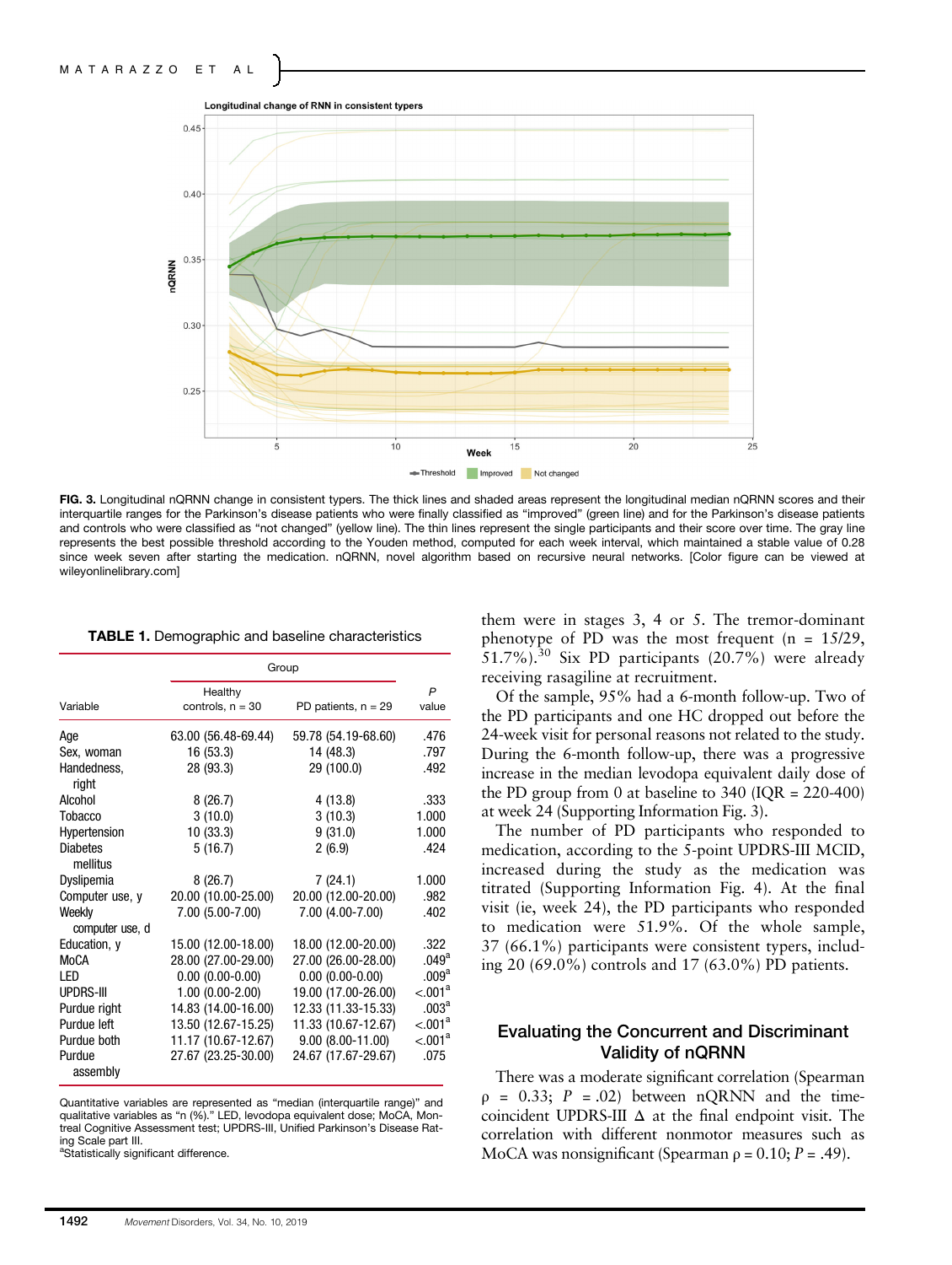FIG. 3. Longitudinal nQRNN change in consistent typers. The thick lines and shaded areas represent the longitudinal median nQRNN scores and their interquartile ranges for the Parkinson's disease patients who were finally classified as "improved" (green line) and for the Parkinson's disease patients and controls who were classified as "not changed" (yellow line). The thin lines represent the single participants and their score over time. The gray line represents the best possible threshold according to the Youden method, computed for each week interval, which maintained a stable value of 0.28 since week seven after starting the medication. nQRNN, novel algorithm based on recursive neural networks. [Color figure can be viewed at wileyonlinelibrary.com]

**TABLE 1.** Demographic and baseline characteristics

| Variable | Group | | P value |
|---|---|---|---|
| | Healthy controls, n = 30 | PD patients, n = 29 | |
| Age | 63.00 (56.48-69.44) | 59.78 (54.19-68.60) | .476 |
| Sex, woman | 16 (53.3) | 14 (48.3) | .797 |
| Handedness, right | 28 (93.3) | 29 (100.0) | .492 |
| Alcohol | 8 (26.7) | 4 (13.8) | .333 |
| Tobacco | 3 (10.0) | 3 (10.3) | 1.000 |
| Hypertension | 10 (33.3) | 9 (31.0) | 1.000 |
| Diabetes mellitus | 5 (16.7) | 2 (6.9) | .424 |
| Dyslipemia | 8 (26.7) | 7 (24.1) | 1.000 |
| Computer use, y | 20.00 (10.00-25.00) | 20.00 (12.00-20.00) | .982 |
| Weekly computer use, d | 7.00 (5.00-7.00) | 7.00 (4.00-7.00) | .402 |
| Education, y | 15.00 (12.00-18.00) | 18.00 (12.00-20.00) | .322 |
| MoCA | 28.00 (27.00-29.00) | 27.00 (26.00-28.00) | .049[a] |
| LED | 0.00 (0.00-0.00) | 0.00 (0.00-0.00) | .009[a] |
| UPDRS-III | 1.00 (0.00-2.00) | 19.00 (17.00-26.00) | <.001[a] |
| Purdue right | 14.83 (14.00-16.00) | 12.33 (11.33-15.33) | .003[a] |
| Purdue left | 13.50 (12.67-15.25) | 11.33 (10.67-12.67) | <.001[a] |
| Purdue both | 11.17 (10.67-12.67) | 9.00 (8.00-11.00) | <.001[a] |
| Purdue assembly | 27.67 (23.25-30.00) | 24.67 (17.67-29.67) | .075 |

Quantitative variables are represented as "median (interquartile range)" and qualitative variables as "n (%)." LED, levodopa equivalent dose; MoCA, Montreal Cognitive Assessment test; UPDRS-III, Unified Parkinson's Disease Rating Scale part III.
[a]Statistically significant difference.

them were in stages 3, 4 or 5. The tremor-dominant phenotype of PD was the most frequent (n = 15/29, 51.7%).[30] Six PD participants (20.7%) were already receiving rasagiline at recruitment.

Of the sample, 95% had a 6-month follow-up. Two of the PD participants and one HC dropped out before the 24-week visit for personal reasons not related to the study. During the 6-month follow-up, there was a progressive increase in the median levodopa equivalent daily dose of the PD group from 0 at baseline to 340 (IQR = 220-400) at week 24 (Supporting Information Fig. 3).

The number of PD participants who responded to medication, according to the 5-point UPDRS-III MCID, increased during the study as the medication was titrated (Supporting Information Fig. 4). At the final visit (ie, week 24), the PD participants who responded to medication were 51.9%. Of the whole sample, 37 (66.1%) participants were consistent typers, including 20 (69.0%) controls and 17 (63.0%) PD patients.

## Evaluating the Concurrent and Discriminant Validity of nQRNN

There was a moderate significant correlation (Spearman $\rho$ = 0.33; $P$ = .02) between nQRNN and the time-coincident UPDRS-III $\Delta$ at the final endpoint visit. The correlation with different nonmotor measures such as MoCA was nonsignificant (Spearman $\rho$ = 0.10; $P$ = .49).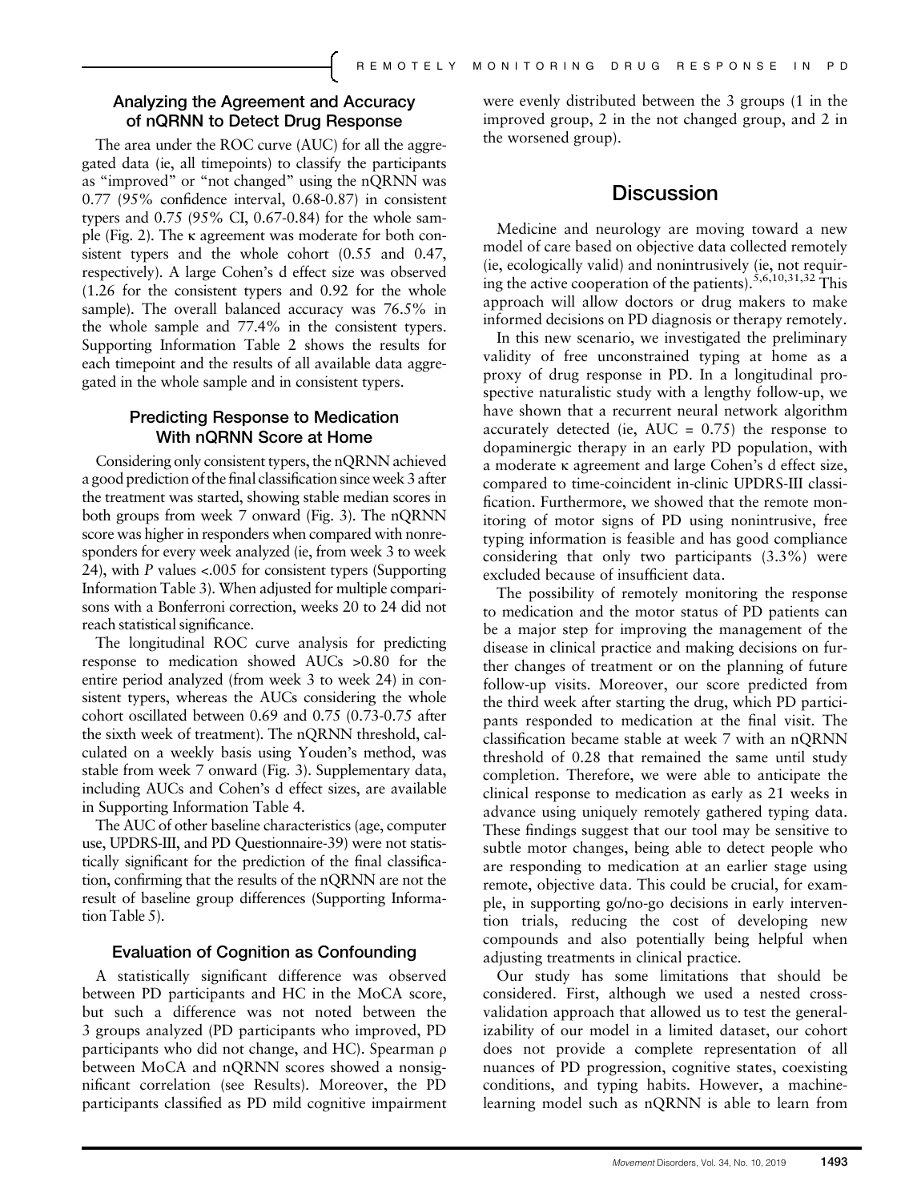### Analyzing the Agreement and Accuracy of nQRNN to Detect Drug Response

The area under the ROC curve (AUC) for all the aggregated data (ie, all timepoints) to classify the participants as "improved" or "not changed" using the nQRNN was 0.77 (95% confidence interval, 0.68-0.87) in consistent typers and 0.75 (95% CI, 0.67-0.84) for the whole sample (Fig. 2). The κ agreement was moderate for both consistent typers and the whole cohort (0.55 and 0.47, respectively). A large Cohen's d effect size was observed (1.26 for the consistent typers and 0.92 for the whole sample). The overall balanced accuracy was 76.5% in the whole sample and 77.4% in the consistent typers. Supporting Information Table 2 shows the results for each timepoint and the results of all available data aggregated in the whole sample and in consistent typers.

### Predicting Response to Medication With nQRNN Score at Home

Considering only consistent typers, the nQRNN achieved a good prediction of the final classification since week 3 after the treatment was started, showing stable median scores in both groups from week 7 onward (Fig. 3). The nQRNN score was higher in responders when compared with nonresponders for every week analyzed (ie, from week 3 to week 24), with $P$ values <.005 for consistent typers (Supporting Information Table 3). When adjusted for multiple comparisons with a Bonferroni correction, weeks 20 to 24 did not reach statistical significance.

The longitudinal ROC curve analysis for predicting response to medication showed AUCs >0.80 for the entire period analyzed (from week 3 to week 24) in consistent typers, whereas the AUCs considering the whole cohort oscillated between 0.69 and 0.75 (0.73-0.75 after the sixth week of treatment). The nQRNN threshold, calculated on a weekly basis using Youden's method, was stable from week 7 onward (Fig. 3). Supplementary data, including AUCs and Cohen's d effect sizes, are available in Supporting Information Table 4.

The AUC of other baseline characteristics (age, computer use, UPDRS-III, and PD Questionnaire-39) were not statistically significant for the prediction of the final classification, confirming that the results of the nQRNN are not the result of baseline group differences (Supporting Information Table 5).

### Evaluation of Cognition as Confounding

A statistically significant difference was observed between PD participants and HC in the MoCA score, but such a difference was not noted between the 3 groups analyzed (PD participants who improved, PD participants who did not change, and HC). Spearman ρ between MoCA and nQRNN scores showed a nonsignificant correlation (see Results). Moreover, the PD participants classified as PD mild cognitive impairment were evenly distributed between the 3 groups (1 in the improved group, 2 in the not changed group, and 2 in the worsened group).

## Discussion

Medicine and neurology are moving toward a new model of care based on objective data collected remotely (ie, ecologically valid) and nonintrusively (ie, not requiring the active cooperation of the patients).[5,6,10,31,32] This approach will allow doctors or drug makers to make informed decisions on PD diagnosis or therapy remotely.

In this new scenario, we investigated the preliminary validity of free unconstrained typing at home as a proxy of drug response in PD. In a longitudinal prospective naturalistic study with a lengthy follow-up, we have shown that a recurrent neural network algorithm accurately detected (ie, AUC = 0.75) the response to dopaminergic therapy in an early PD population, with a moderate κ agreement and large Cohen's d effect size, compared to time-coincident in-clinic UPDRS-III classification. Furthermore, we showed that the remote monitoring of motor signs of PD using nonintrusive, free typing information is feasible and has good compliance considering that only two participants (3.3%) were excluded because of insufficient data.

The possibility of remotely monitoring the response to medication and the motor status of PD patients can be a major step for improving the management of the disease in clinical practice and making decisions on further changes of treatment or on the planning of future follow-up visits. Moreover, our score predicted from the third week after starting the drug, which PD participants responded to medication at the final visit. The classification became stable at week 7 with an nQRNN threshold of 0.28 that remained the same until study completion. Therefore, we were able to anticipate the clinical response to medication as early as 21 weeks in advance using uniquely remotely gathered typing data. These findings suggest that our tool may be sensitive to subtle motor changes, being able to detect people who are responding to medication at an earlier stage using remote, objective data. This could be crucial, for example, in supporting go/no-go decisions in early intervention trials, reducing the cost of developing new compounds and also potentially being helpful when adjusting treatments in clinical practice.

Our study has some limitations that should be considered. First, although we used a nested cross-validation approach that allowed us to test the generalizability of our model in a limited dataset, our cohort does not provide a complete representation of all nuances of PD progression, cognitive states, coexisting conditions, and typing habits. However, a machine-learning model such as nQRNN is able to learn from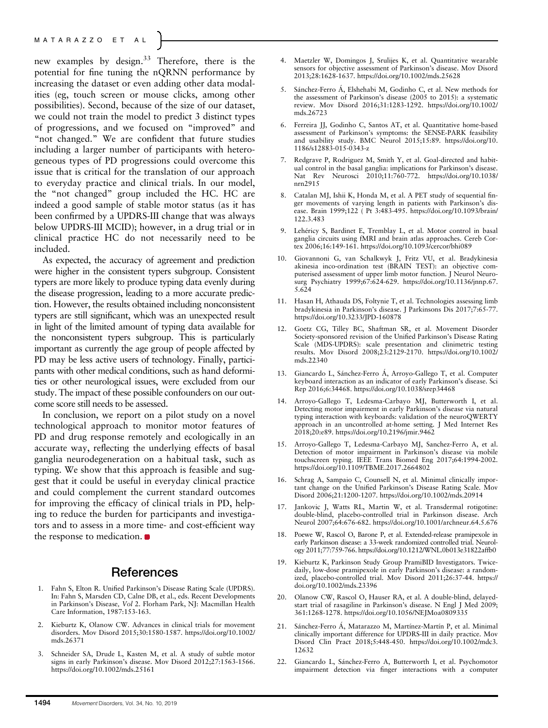new examples by design.[33] Therefore, there is the potential for fine tuning the nQRNN performance by increasing the dataset or even adding other data modalities (eg, touch screen or mouse clicks, among other possibilities). Second, because of the size of our dataset, we could not train the model to predict 3 distinct types of progressions, and we focused on "improved" and "not changed." We are confident that future studies including a larger number of participants with heterogeneous types of PD progressions could overcome this issue that is critical for the translation of our approach to everyday practice and clinical trials. In our model, the "not changed" group included the HC. HC are indeed a good sample of stable motor status (as it has been confirmed by a UPDRS-III change that was always below UPDRS-III MCID); however, in a drug trial or in clinical practice HC do not necessarily need to be included.

As expected, the accuracy of agreement and prediction were higher in the consistent typers subgroup. Consistent typers are more likely to produce typing data evenly during the disease progression, leading to a more accurate prediction. However, the results obtained including nonconsistent typers are still significant, which was an unexpected result in light of the limited amount of typing data available for the nonconsistent typers subgroup. This is particularly important as currently the age group of people affected by PD may be less active users of technology. Finally, participants with other medical conditions, such as hand deformities or other neurological issues, were excluded from our study. The impact of these possible confounders on our outcome score still needs to be assessed.

In conclusion, we report on a pilot study on a novel technological approach to monitor motor features of PD and drug response remotely and ecologically in an accurate way, reflecting the underlying effects of basal ganglia neurodegeneration on a habitual task, such as typing. We show that this approach is feasible and suggest that it could be useful in everyday clinical practice and could complement the current standard outcomes for improving the efficacy of clinical trials in PD, helping to reduce the burden for participants and investigators and to assess in a more time- and cost-efficient way the response to medication.

## References

1. Fahn S, Elton R. Unified Parkinson's Disease Rating Scale (UPDRS). In: Fahn S, Marsden CD, Calne DB, et al., eds. Recent Developments in Parkinson's Disease, *Vol* 2. Florham Park, NJ: Macmillan Health Care Information, 1987:153-163.
2. Kieburtz K, Olanow CW. Advances in clinical trials for movement disorders. Mov Disord 2015;30:1580-1587. https://doi.org/10.1002/mds.26371
3. Schneider SA, Drude L, Kasten M, et al. A study of subtle motor signs in early Parkinson's disease. Mov Disord 2012;27:1563-1566. https://doi.org/10.1002/mds.25161
4. Maetzler W, Domingos J, Srulijes K, et al. Quantitative wearable sensors for objective assessment of Parkinson's disease. Mov Disord 2013;28:1628-1637. https://doi.org/10.1002/mds.25628
5. Sánchez-Ferro Á, Elshehabi M, Godinho C, et al. New methods for the assessment of Parkinson's disease (2005 to 2015): a systematic review. Mov Disord 2016;31:1283-1292. https://doi.org/10.1002/mds.26723
6. Ferreira JJ, Godinho C, Santos AT, et al. Quantitative home-based assessment of Parkinson's symptoms: the SENSE-PARK feasibility and usability study. BMC Neurol 2015;15:89. https://doi.org/10.1186/s12883-015-0343-z
7. Redgrave P, Rodriguez M, Smith Y, et al. Goal-directed and habitual control in the basal ganglia: implications for Parkinson's disease. Nat Rev Neurosci 2010;11:760-772. https://doi.org/10.1038/nrn2915
8. Catalan MJ, Ishii K, Honda M, et al. A PET study of sequential finger movements of varying length in patients with Parkinson's disease. Brain 1999;122 ( Pt 3:483-495. https://doi.org/10.1093/brain/122.3.483
9. Lehéricy S, Bardinet E, Tremblay L, et al. Motor control in basal ganglia circuits using fMRI and brain atlas approaches. Cereb Cortex 2006;16:149-161. https://doi.org/10.1093/cercor/bhi089
10. Giovannoni G, van Schalkwyk J, Fritz VU, et al. Bradykinesia akinesia inco-ordination test (BRAIN TEST): an objective computerised assessment of upper limb motor function. J Neurol Neurosurg Psychiatry 1999;67:624-629. https://doi.org/10.1136/jnnp.67.5.624
11. Hasan H, Athauda DS, Foltynie T, et al. Technologies assessing limb bradykinesia in Parkinson's disease. J Parkinsons Dis 2017;7:65-77. https://doi.org/10.3233/JPD-160878
12. Goetz CG, Tilley BC, Shaftman SR, et al. Movement Disorder Society-sponsored revision of the Unified Parkinson's Disease Rating Scale (MDS-UPDRS): scale presentation and clinimetric testing results. Mov Disord 2008;23:2129-2170. https://doi.org/10.1002/mds.22340
13. Giancardo L, Sánchez-Ferro Á, Arroyo-Gallego T, et al. Computer keyboard interaction as an indicator of early Parkinson's disease. Sci Rep 2016;6:34468. https://doi.org/10.1038/srep34468
14. Arroyo-Gallego T, Ledesma-Carbayo MJ, Butterworth I, et al. Detecting motor impairment in early Parkinson's disease via natural typing interaction with keyboards: validation of the neuroQWERTY approach in an uncontrolled at-home setting. J Med Internet Res 2018;20:e89. https://doi.org/10.2196/jmir.9462
15. Arroyo-Gallego T, Ledesma-Carbayo MJ, Sanchez-Ferro A, et al. Detection of motor impairment in Parkinson's disease via mobile touchscreen typing. IEEE Trans Biomed Eng 2017;64:1994-2002. https://doi.org/10.1109/TBME.2017.2664802
16. Schrag A, Sampaio C, Counsell N, et al. Minimal clinically important change on the Unified Parkinson's Disease Rating Scale. Mov Disord 2006;21:1200-1207. https://doi.org/10.1002/mds.20914
17. Jankovic J, Watts RL, Martin W, et al. Transdermal rotigotine: double-blind, placebo-controlled trial in Parkinson disease. Arch Neurol 2007;64:676-682. https://doi.org/10.1001/archneur.64.5.676
18. Poewe W, Rascol O, Barone P, et al. Extended-release pramipexole in early Parkinson disease: a 33-week randomized controlled trial. Neurology 2011;77:759-766. https://doi.org/10.1212/WNL.0b013e31822affb0
19. Kieburtz K, Parkinson Study Group PramiBID Investigators. Twice-daily, low-dose pramipexole in early Parkinson's disease: a randomized, placebo-controlled trial. Mov Disord 2011;26:37-44. https://doi.org/10.1002/mds.23396
20. Olanow CW, Rascol O, Hauser RA, et al. A double-blind, delayed-start trial of rasagiline in Parkinson's disease. N Engl J Med 2009; 361:1268-1278. https://doi.org/10.1056/NEJMoa0809335
21. Sánchez-Ferro Á, Matarazzo M, Martínez-Martín P, et al. Minimal clinically important difference for UPDRS-III in daily practice. Mov Disord Clin Pract 2018;5:448-450. https://doi.org/10.1002/mdc3.12632
22. Giancardo L, Sánchez-Ferro A, Butterworth I, et al. Psychomotor impairment detection via finger interactions with a computer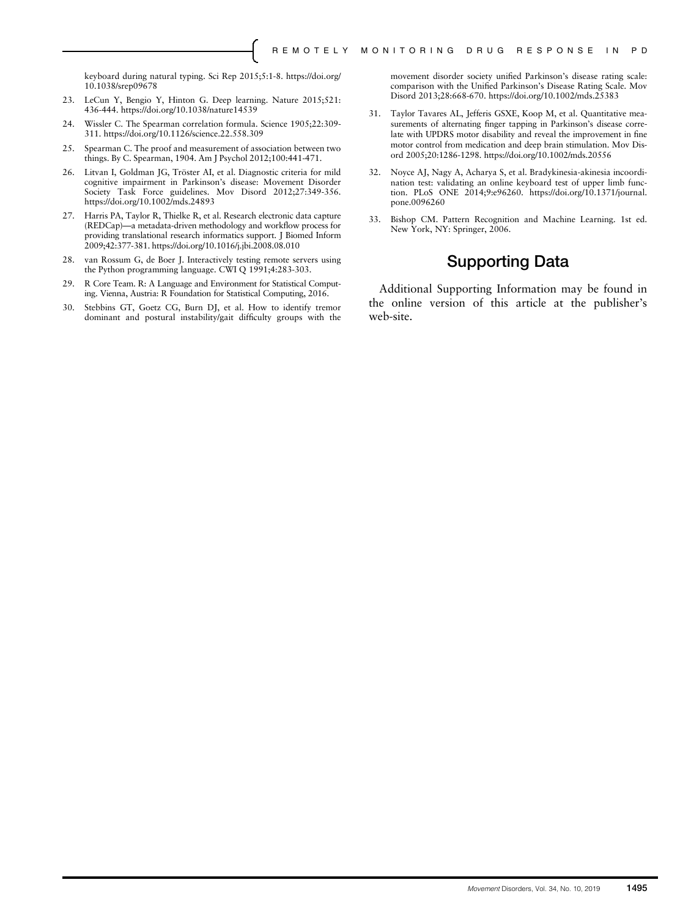keyboard during natural typing. Sci Rep 2015;5:1-8. https://doi.org/10.1038/srep09678

23. LeCun Y, Bengio Y, Hinton G. Deep learning. Nature 2015;521:436-444. https://doi.org/10.1038/nature14539
24. Wissler C. The Spearman correlation formula. Science 1905;22:309-311. https://doi.org/10.1126/science.22.558.309
25. Spearman C. The proof and measurement of association between two things. By C. Spearman, 1904. Am J Psychol 2012;100:441-471.
26. Litvan I, Goldman JG, Tröster AI, et al. Diagnostic criteria for mild cognitive impairment in Parkinson's disease: Movement Disorder Society Task Force guidelines. Mov Disord 2012;27:349-356. https://doi.org/10.1002/mds.24893
27. Harris PA, Taylor R, Thielke R, et al. Research electronic data capture (REDCap)—a metadata-driven methodology and workflow process for providing translational research informatics support. J Biomed Inform 2009;42:377-381. https://doi.org/10.1016/j.jbi.2008.08.010
28. van Rossum G, de Boer J. Interactively testing remote servers using the Python programming language. CWI Q 1991;4:283-303.
29. R Core Team. R: A Language and Environment for Statistical Computing. Vienna, Austria: R Foundation for Statistical Computing, 2016.
30. Stebbins GT, Goetz CG, Burn DJ, et al. How to identify tremor dominant and postural instability/gait difficulty groups with the movement disorder society unified Parkinson's disease rating scale: comparison with the Unified Parkinson's Disease Rating Scale. Mov Disord 2013;28:668-670. https://doi.org/10.1002/mds.25383
31. Taylor Tavares AL, Jefferis GSXE, Koop M, et al. Quantitative measurements of alternating finger tapping in Parkinson's disease correlate with UPDRS motor disability and reveal the improvement in fine motor control from medication and deep brain stimulation. Mov Disord 2005;20:1286-1298. https://doi.org/10.1002/mds.20556
32. Noyce AJ, Nagy A, Acharya S, et al. Bradykinesia-akinesia incoordination test: validating an online keyboard test of upper limb function. PLoS ONE 2014;9:e96260. https://doi.org/10.1371/journal.pone.0096260
33. Bishop CM. Pattern Recognition and Machine Learning. 1st ed. New York, NY: Springer, 2006.

## Supporting Data

Additional Supporting Information may be found in the online version of this article at the publisher's web-site.